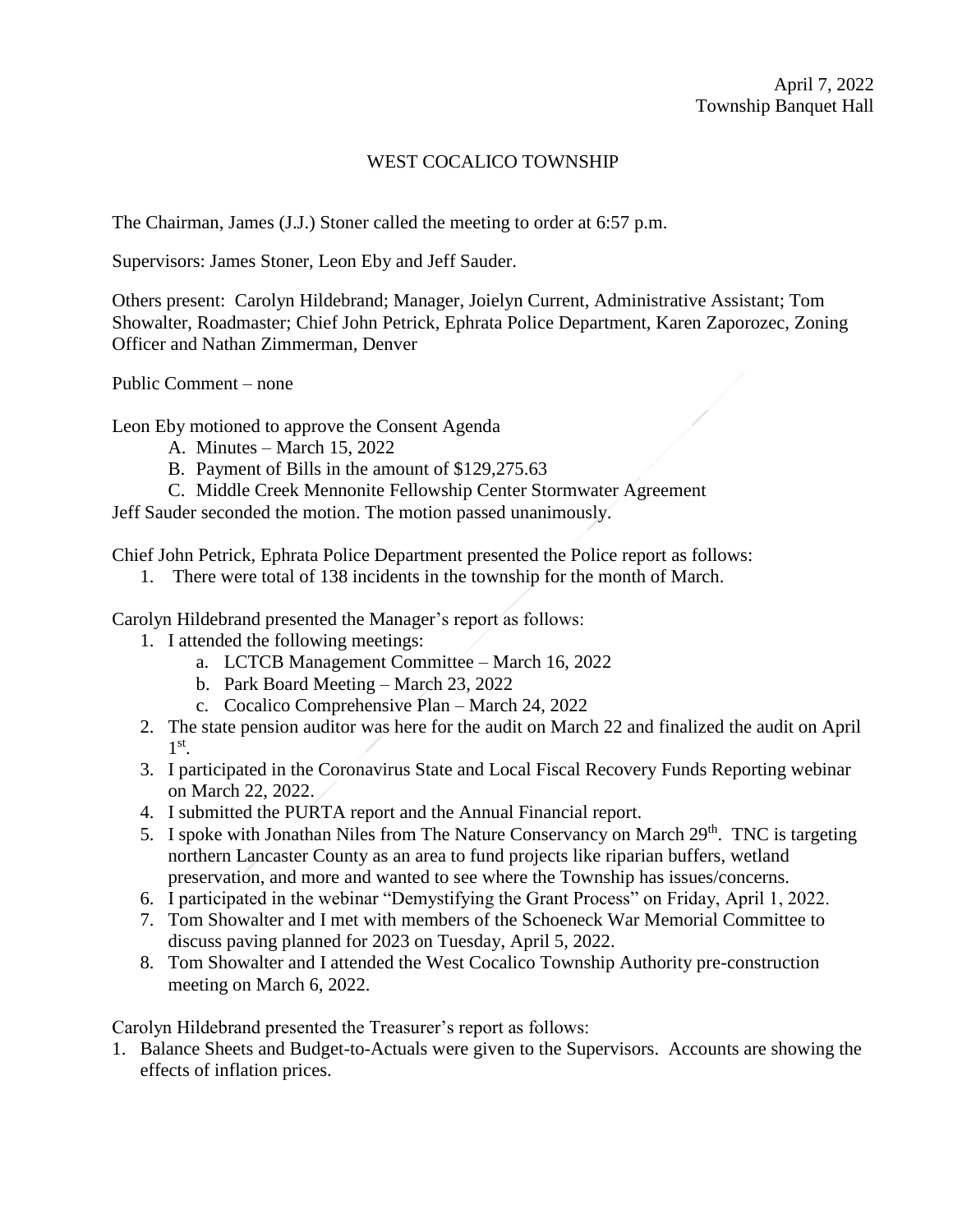April 7, 2022
Township Banquet Hall

# WEST COCALICO TOWNSHIP

The Chairman, James (J.J.) Stoner called the meeting to order at 6:57 p.m.

Supervisors: James Stoner, Leon Eby and Jeff Sauder.

Others present: Carolyn Hildebrand; Manager, Joielyn Current, Administrative Assistant; Tom Showalter, Roadmaster; Chief John Petrick, Ephrata Police Department, Karen Zaporozec, Zoning Officer and Nathan Zimmerman, Denver

Public Comment – none

Leon Eby motioned to approve the Consent Agenda

A. Minutes – March 15, 2022
B. Payment of Bills in the amount of $129,275.63
C. Middle Creek Mennonite Fellowship Center Stormwater Agreement

Jeff Sauder seconded the motion. The motion passed unanimously.

Chief John Petrick, Ephrata Police Department presented the Police report as follows:

1. There were total of 138 incidents in the township for the month of March.

Carolyn Hildebrand presented the Manager's report as follows:

1. I attended the following meetings:
   a. LCTCB Management Committee – March 16, 2022
   b. Park Board Meeting – March 23, 2022
   c. Cocalico Comprehensive Plan – March 24, 2022
2. The state pension auditor was here for the audit on March 22 and finalized the audit on April 1st.
3. I participated in the Coronavirus State and Local Fiscal Recovery Funds Reporting webinar on March 22, 2022.
4. I submitted the PURTA report and the Annual Financial report.
5. I spoke with Jonathan Niles from The Nature Conservancy on March 29th. TNC is targeting northern Lancaster County as an area to fund projects like riparian buffers, wetland preservation, and more and wanted to see where the Township has issues/concerns.
6. I participated in the webinar "Demystifying the Grant Process" on Friday, April 1, 2022.
7. Tom Showalter and I met with members of the Schoeneck War Memorial Committee to discuss paving planned for 2023 on Tuesday, April 5, 2022.
8. Tom Showalter and I attended the West Cocalico Township Authority pre-construction meeting on March 6, 2022.

Carolyn Hildebrand presented the Treasurer's report as follows:

1. Balance Sheets and Budget-to-Actuals were given to the Supervisors. Accounts are showing the effects of inflation prices.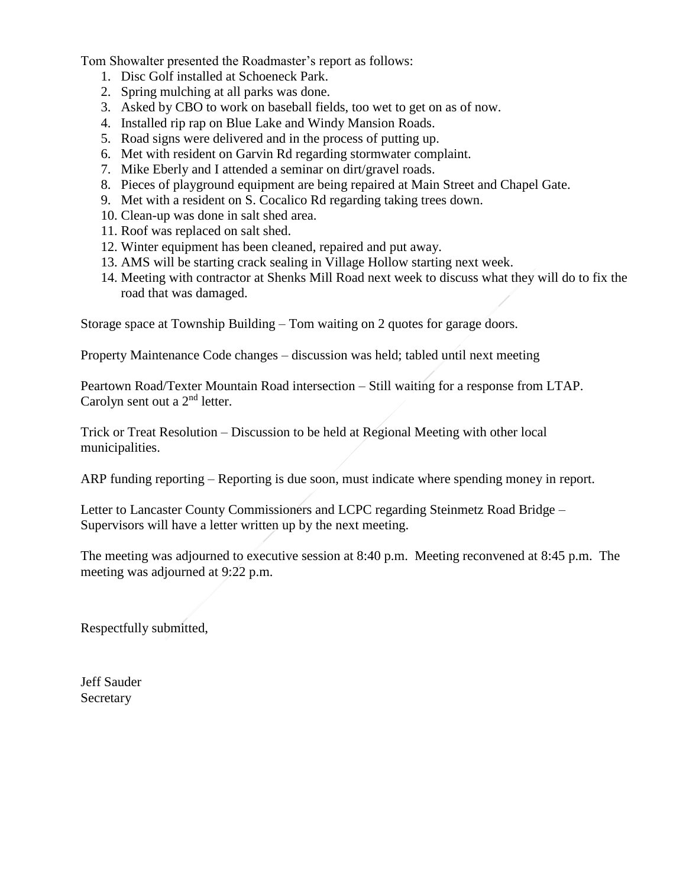Tom Showalter presented the Roadmaster's report as follows:

1. Disc Golf installed at Schoeneck Park.
2. Spring mulching at all parks was done.
3. Asked by CBO to work on baseball fields, too wet to get on as of now.
4. Installed rip rap on Blue Lake and Windy Mansion Roads.
5. Road signs were delivered and in the process of putting up.
6. Met with resident on Garvin Rd regarding stormwater complaint.
7. Mike Eberly and I attended a seminar on dirt/gravel roads.
8. Pieces of playground equipment are being repaired at Main Street and Chapel Gate.
9. Met with a resident on S. Cocalico Rd regarding taking trees down.
10. Clean-up was done in salt shed area.
11. Roof was replaced on salt shed.
12. Winter equipment has been cleaned, repaired and put away.
13. AMS will be starting crack sealing in Village Hollow starting next week.
14. Meeting with contractor at Shenks Mill Road next week to discuss what they will do to fix the road that was damaged.

Storage space at Township Building – Tom waiting on 2 quotes for garage doors.

Property Maintenance Code changes – discussion was held; tabled until next meeting

Peartown Road/Texter Mountain Road intersection – Still waiting for a response from LTAP. Carolyn sent out a 2nd letter.

Trick or Treat Resolution – Discussion to be held at Regional Meeting with other local municipalities.

ARP funding reporting – Reporting is due soon, must indicate where spending money in report.

Letter to Lancaster County Commissioners and LCPC regarding Steinmetz Road Bridge – Supervisors will have a letter written up by the next meeting.

The meeting was adjourned to executive session at 8:40 p.m. Meeting reconvened at 8:45 p.m. The meeting was adjourned at 9:22 p.m.

Respectfully submitted,

Jeff Sauder
Secretary